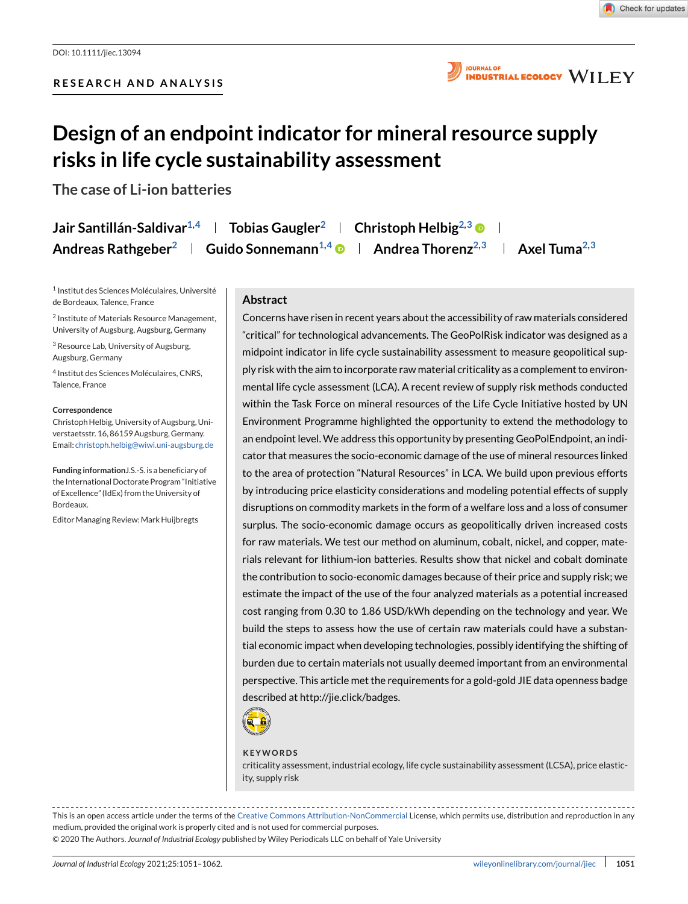DOI: 10.1111/jiec.13094

RESEARCH AND ANALYSIS

# Design of an endpoint indicator for mineral resource supply risks in life cycle sustainability assessment

## The case of Li-ion batteries

Jair Santillán-Saldivar[1,4] | Tobias Gaugler[2] | Christoph Helbig[2,3] | Andreas Rathgeber[2] | Guido Sonnemann[1,4] | Andrea Thorenz[2,3] | Axel Tuma[2,3]

[1] Institut des Sciences Moléculaires, Université de Bordeaux, Talence, France

[2] Institute of Materials Resource Management, University of Augsburg, Augsburg, Germany

[3] Resource Lab, University of Augsburg, Augsburg, Germany

[4] Institut des Sciences Moléculaires, CNRS, Talence, France

**Correspondence**

Christoph Helbig, University of Augsburg, Universtaetsstr. 16, 86159 Augsburg, Germany.
Email: christoph.helbig@wiwi.uni-augsburg.de

**Funding information** J.S.-S. is a beneficiary of the International Doctorate Program "Initiative of Excellence" (IdEx) from the University of Bordeaux.

Editor Managing Review: Mark Huijbregts

## Abstract

Concerns have risen in recent years about the accessibility of raw materials considered "critical" for technological advancements. The GeoPolRisk indicator was designed as a midpoint indicator in life cycle sustainability assessment to measure geopolitical supply risk with the aim to incorporate raw material criticality as a complement to environmental life cycle assessment (LCA). A recent review of supply risk methods conducted within the Task Force on mineral resources of the Life Cycle Initiative hosted by UN Environment Programme highlighted the opportunity to extend the methodology to an endpoint level. We address this opportunity by presenting GeoPolEndpoint, an indicator that measures the socio-economic damage of the use of mineral resources linked to the area of protection "Natural Resources" in LCA. We build upon previous efforts by introducing price elasticity considerations and modeling potential effects of supply disruptions on commodity markets in the form of a welfare loss and a loss of consumer surplus. The socio-economic damage occurs as geopolitically driven increased costs for raw materials. We test our method on aluminum, cobalt, nickel, and copper, materials relevant for lithium-ion batteries. Results show that nickel and cobalt dominate the contribution to socio-economic damages because of their price and supply risk; we estimate the impact of the use of the four analyzed materials as a potential increased cost ranging from 0.30 to 1.86 USD/kWh depending on the technology and year. We build the steps to assess how the use of certain raw materials could have a substantial economic impact when developing technologies, possibly identifying the shifting of burden due to certain materials not usually deemed important from an environmental perspective. This article met the requirements for a gold-gold JIE data openness badge described at http://jie.click/badges.

**KEYWORDS**

criticality assessment, industrial ecology, life cycle sustainability assessment (LCSA), price elasticity, supply risk

---

This is an open access article under the terms of the Creative Commons Attribution-NonCommercial License, which permits use, distribution and reproduction in any medium, provided the original work is properly cited and is not used for commercial purposes.
© 2020 The Authors. *Journal of Industrial Ecology* published by Wiley Periodicals LLC on behalf of Yale University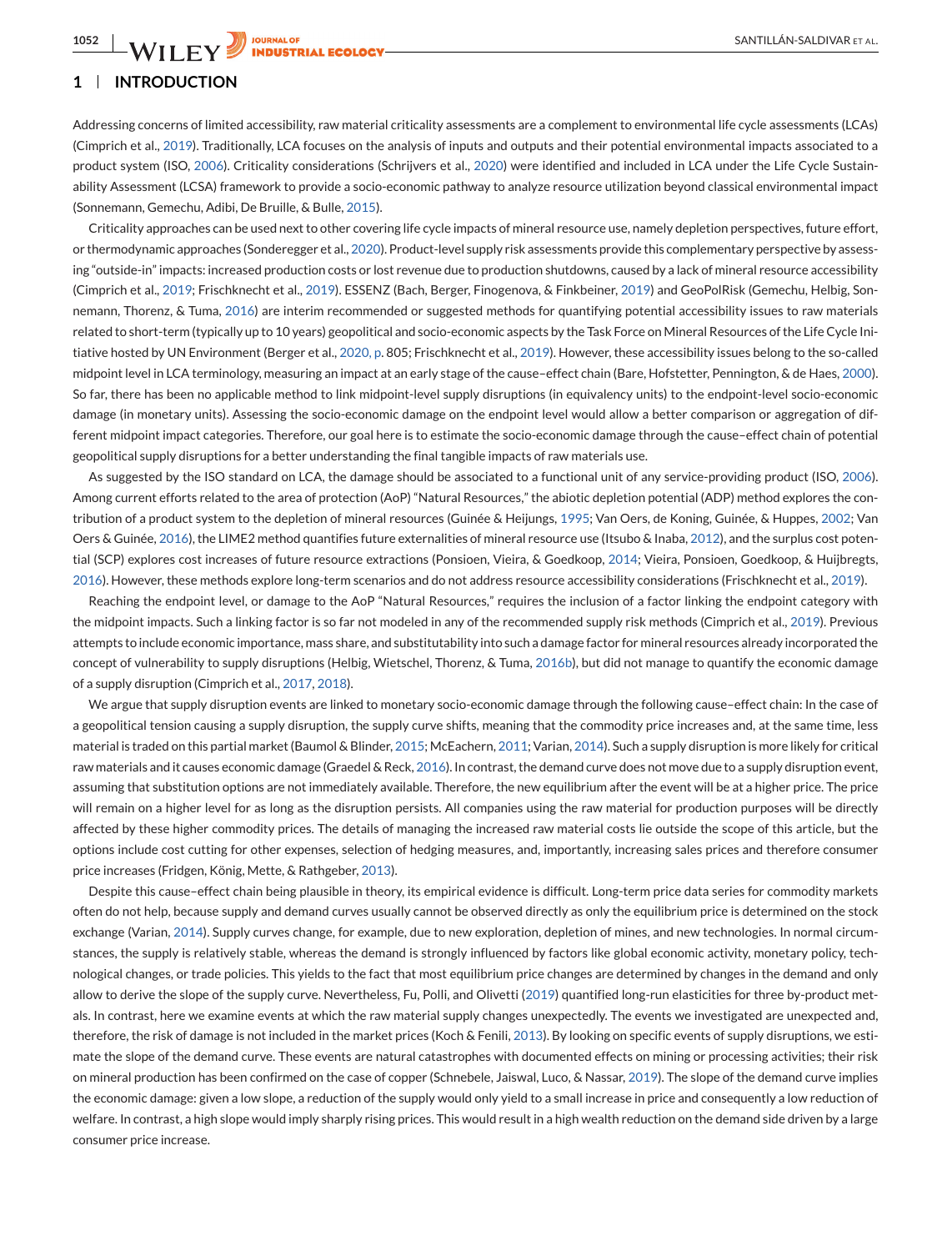## 1 | INTRODUCTION

Addressing concerns of limited accessibility, raw material criticality assessments are a complement to environmental life cycle assessments (LCAs) (Cimprich et al., 2019). Traditionally, LCA focuses on the analysis of inputs and outputs and their potential environmental impacts associated to a product system (ISO, 2006). Criticality considerations (Schrijvers et al., 2020) were identified and included in LCA under the Life Cycle Sustainability Assessment (LCSA) framework to provide a socio-economic pathway to analyze resource utilization beyond classical environmental impact (Sonnemann, Gemechu, Adibi, De Bruille, & Bulle, 2015).

Criticality approaches can be used next to other covering life cycle impacts of mineral resource use, namely depletion perspectives, future effort, or thermodynamic approaches (Sonderegger et al., 2020). Product-level supply risk assessments provide this complementary perspective by assessing "outside-in" impacts: increased production costs or lost revenue due to production shutdowns, caused by a lack of mineral resource accessibility (Cimprich et al., 2019; Frischknecht et al., 2019). ESSENZ (Bach, Berger, Finogenova, & Finkbeiner, 2019) and GeoPolRisk (Gemechu, Helbig, Sonnemann, Thorenz, & Tuma, 2016) are interim recommended or suggested methods for quantifying potential accessibility issues to raw materials related to short-term (typically up to 10 years) geopolitical and socio-economic aspects by the Task Force on Mineral Resources of the Life Cycle Initiative hosted by UN Environment (Berger et al., 2020, p. 805; Frischknecht et al., 2019). However, these accessibility issues belong to the so-called midpoint level in LCA terminology, measuring an impact at an early stage of the cause–effect chain (Bare, Hofstetter, Pennington, & de Haes, 2000). So far, there has been no applicable method to link midpoint-level supply disruptions (in equivalency units) to the endpoint-level socio-economic damage (in monetary units). Assessing the socio-economic damage on the endpoint level would allow a better comparison or aggregation of different midpoint impact categories. Therefore, our goal here is to estimate the socio-economic damage through the cause–effect chain of potential geopolitical supply disruptions for a better understanding the final tangible impacts of raw materials use.

As suggested by the ISO standard on LCA, the damage should be associated to a functional unit of any service-providing product (ISO, 2006). Among current efforts related to the area of protection (AoP) "Natural Resources," the abiotic depletion potential (ADP) method explores the contribution of a product system to the depletion of mineral resources (Guinée & Heijungs, 1995; Van Oers, de Koning, Guinée, & Huppes, 2002; Van Oers & Guinée, 2016), the LIME2 method quantifies future externalities of mineral resource use (Itsubo & Inaba, 2012), and the surplus cost potential (SCP) explores cost increases of future resource extractions (Ponsioen, Vieira, & Goedkoop, 2014; Vieira, Ponsioen, Goedkoop, & Huijbregts, 2016). However, these methods explore long-term scenarios and do not address resource accessibility considerations (Frischknecht et al., 2019).

Reaching the endpoint level, or damage to the AoP "Natural Resources," requires the inclusion of a factor linking the endpoint category with the midpoint impacts. Such a linking factor is so far not modeled in any of the recommended supply risk methods (Cimprich et al., 2019). Previous attempts to include economic importance, mass share, and substitutability into such a damage factor for mineral resources already incorporated the concept of vulnerability to supply disruptions (Helbig, Wietschel, Thorenz, & Tuma, 2016b), but did not manage to quantify the economic damage of a supply disruption (Cimprich et al., 2017, 2018).

We argue that supply disruption events are linked to monetary socio-economic damage through the following cause–effect chain: In the case of a geopolitical tension causing a supply disruption, the supply curve shifts, meaning that the commodity price increases and, at the same time, less material is traded on this partial market (Baumol & Blinder, 2015; McEachern, 2011; Varian, 2014). Such a supply disruption is more likely for critical raw materials and it causes economic damage (Graedel & Reck, 2016). In contrast, the demand curve does not move due to a supply disruption event, assuming that substitution options are not immediately available. Therefore, the new equilibrium after the event will be at a higher price. The price will remain on a higher level for as long as the disruption persists. All companies using the raw material for production purposes will be directly affected by these higher commodity prices. The details of managing the increased raw material costs lie outside the scope of this article, but the options include cost cutting for other expenses, selection of hedging measures, and, importantly, increasing sales prices and therefore consumer price increases (Fridgen, König, Mette, & Rathgeber, 2013).

Despite this cause–effect chain being plausible in theory, its empirical evidence is difficult. Long-term price data series for commodity markets often do not help, because supply and demand curves usually cannot be observed directly as only the equilibrium price is determined on the stock exchange (Varian, 2014). Supply curves change, for example, due to new exploration, depletion of mines, and new technologies. In normal circumstances, the supply is relatively stable, whereas the demand is strongly influenced by factors like global economic activity, monetary policy, technological changes, or trade policies. This yields to the fact that most equilibrium price changes are determined by changes in the demand and only allow to derive the slope of the supply curve. Nevertheless, Fu, Polli, and Olivetti (2019) quantified long-run elasticities for three by-product metals. In contrast, here we examine events at which the raw material supply changes unexpectedly. The events we investigated are unexpected and, therefore, the risk of damage is not included in the market prices (Koch & Fenili, 2013). By looking on specific events of supply disruptions, we estimate the slope of the demand curve. These events are natural catastrophes with documented effects on mining or processing activities; their risk on mineral production has been confirmed on the case of copper (Schnebele, Jaiswal, Luco, & Nassar, 2019). The slope of the demand curve implies the economic damage: given a low slope, a reduction of the supply would only yield to a small increase in price and consequently a low reduction of welfare. In contrast, a high slope would imply sharply rising prices. This would result in a high wealth reduction on the demand side driven by a large consumer price increase.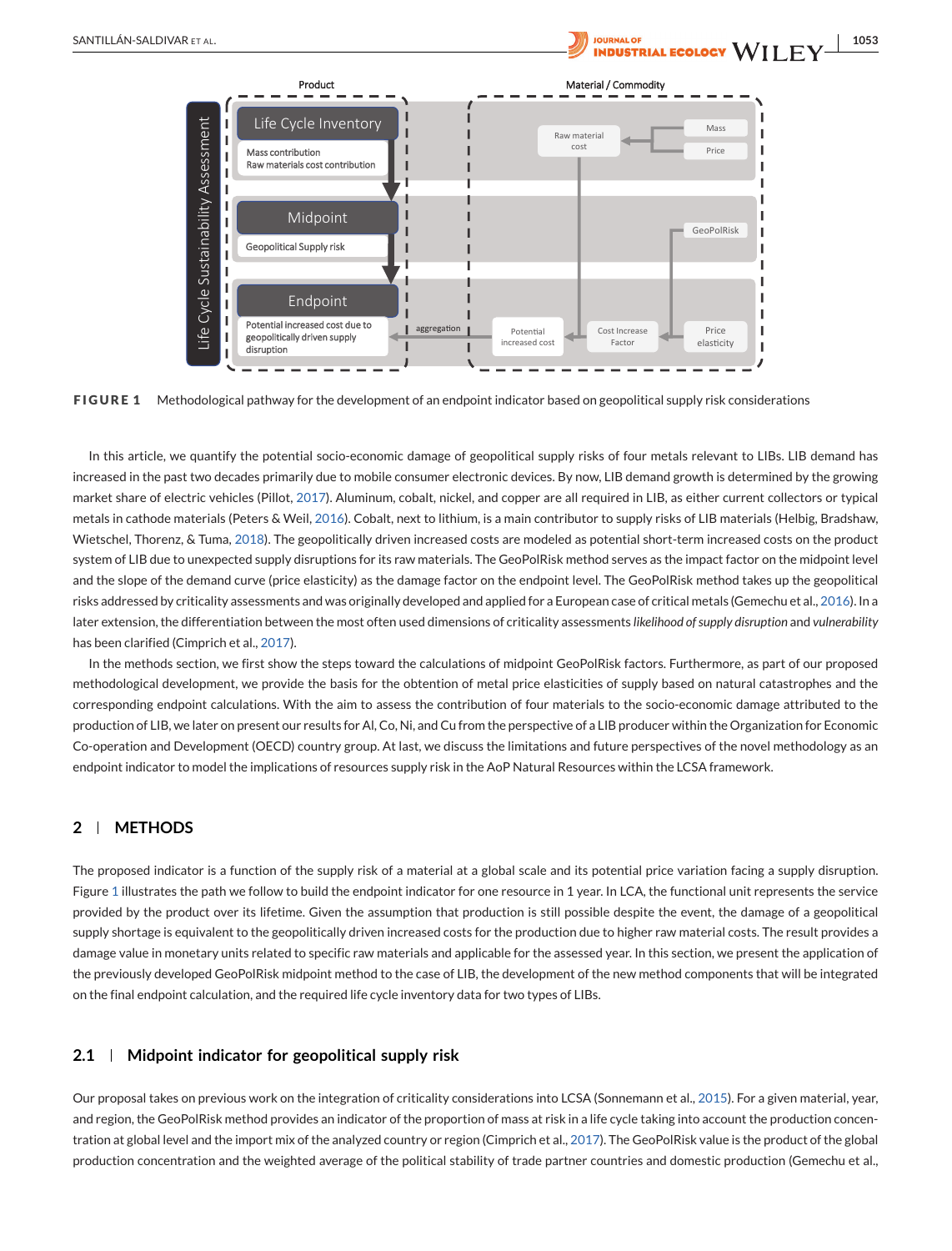**FIGURE 1** Methodological pathway for the development of an endpoint indicator based on geopolitical supply risk considerations

In this article, we quantify the potential socio-economic damage of geopolitical supply risks of four metals relevant to LIBs. LIB demand has increased in the past two decades primarily due to mobile consumer electronic devices. By now, LIB demand growth is determined by the growing market share of electric vehicles (Pillot, 2017). Aluminum, cobalt, nickel, and copper are all required in LIB, as either current collectors or typical metals in cathode materials (Peters & Weil, 2016). Cobalt, next to lithium, is a main contributor to supply risks of LIB materials (Helbig, Bradshaw, Wietschel, Thorenz, & Tuma, 2018). The geopolitically driven increased costs are modeled as potential short-term increased costs on the product system of LIB due to unexpected supply disruptions for its raw materials. The GeoPolRisk method serves as the impact factor on the midpoint level and the slope of the demand curve (price elasticity) as the damage factor on the endpoint level. The GeoPolRisk method takes up the geopolitical risks addressed by criticality assessments and was originally developed and applied for a European case of critical metals (Gemechu et al., 2016). In a later extension, the differentiation between the most often used dimensions of criticality assessments *likelihood of supply disruption* and *vulnerability* has been clarified (Cimprich et al., 2017).

In the methods section, we first show the steps toward the calculations of midpoint GeoPolRisk factors. Furthermore, as part of our proposed methodological development, we provide the basis for the obtention of metal price elasticities of supply based on natural catastrophes and the corresponding endpoint calculations. With the aim to assess the contribution of four materials to the socio-economic damage attributed to the production of LIB, we later on present our results for Al, Co, Ni, and Cu from the perspective of a LIB producer within the Organization for Economic Co-operation and Development (OECD) country group. At last, we discuss the limitations and future perspectives of the novel methodology as an endpoint indicator to model the implications of resources supply risk in the AoP Natural Resources within the LCSA framework.

## 2 | METHODS

The proposed indicator is a function of the supply risk of a material at a global scale and its potential price variation facing a supply disruption. Figure 1 illustrates the path we follow to build the endpoint indicator for one resource in 1 year. In LCA, the functional unit represents the service provided by the product over its lifetime. Given the assumption that production is still possible despite the event, the damage of a geopolitical supply shortage is equivalent to the geopolitically driven increased costs for the production due to higher raw material costs. The result provides a damage value in monetary units related to specific raw materials and applicable for the assessed year. In this section, we present the application of the previously developed GeoPolRisk midpoint method to the case of LIB, the development of the new method components that will be integrated on the final endpoint calculation, and the required life cycle inventory data for two types of LIBs.

### 2.1 | Midpoint indicator for geopolitical supply risk

Our proposal takes on previous work on the integration of criticality considerations into LCSA (Sonnemann et al., 2015). For a given material, year, and region, the GeoPolRisk method provides an indicator of the proportion of mass at risk in a life cycle taking into account the production concentration at global level and the import mix of the analyzed country or region (Cimprich et al., 2017). The GeoPolRisk value is the product of the global production concentration and the weighted average of the political stability of trade partner countries and domestic production (Gemechu et al.,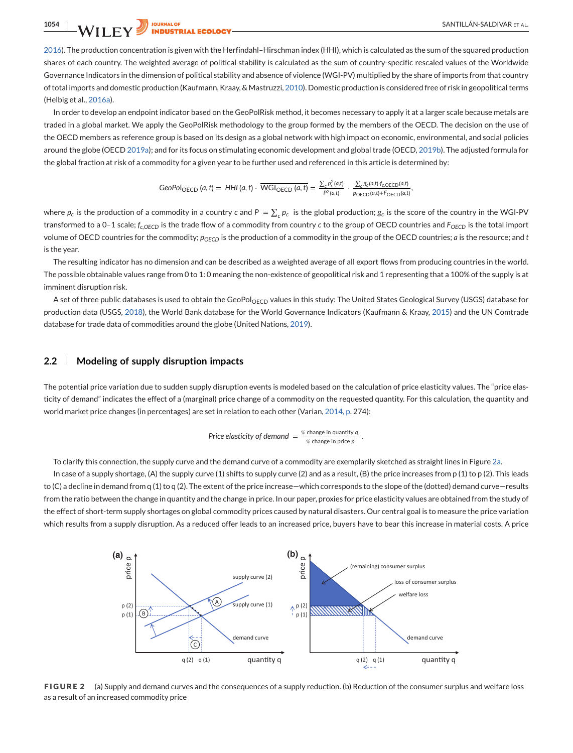2016). The production concentration is given with the Herfindahl–Hirschman index (HHI), which is calculated as the sum of the squared production shares of each country. The weighted average of political stability is calculated as the sum of country-specific rescaled values of the Worldwide Governance Indicators in the dimension of political stability and absence of violence (WGI-PV) multiplied by the share of imports from that country of total imports and domestic production (Kaufmann, Kraay, & Mastruzzi, 2010). Domestic production is considered free of risk in geopolitical terms (Helbig et al., 2016a).

In order to develop an endpoint indicator based on the GeoPolRisk method, it becomes necessary to apply it at a larger scale because metals are traded in a global market. We apply the GeoPolRisk methodology to the group formed by the members of the OECD. The decision on the use of the OECD members as reference group is based on its design as a global network with high impact on economic, environmental, and social policies around the globe (OECD 2019a); and for its focus on stimulating economic development and global trade (OECD, 2019b). The adjusted formula for the global fraction at risk of a commodity for a given year to be further used and referenced in this article is determined by:

$$GeoPol_{OECD}(a,t) = HHI(a,t) \cdot \overline{WGI_{OECD}(a,t)} = \frac{\sum_c p_c^2(a,t)}{P^2(a,t)} \cdot \frac{\sum_c g_c(a,t) \cdot f_{c,OECD}(a,t)}{p_{OECD}(a,t) + F_{OECD}(a,t)},$$

where $p_c$ is the production of a commodity in a country $c$ and $P = \sum_c p_c$ is the global production; $g_c$ is the score of the country in the WGI-PV transformed to a 0–1 scale; $f_{c,OECD}$ is the trade flow of a commodity from country $c$ to the group of OECD countries and $F_{OECD}$ is the total import volume of OECD countries for the commodity; $p_{OECD}$ is the production of a commodity in the group of the OECD countries; $a$ is the resource; and $t$ is the year.

The resulting indicator has no dimension and can be described as a weighted average of all export flows from producing countries in the world. The possible obtainable values range from 0 to 1: 0 meaning the non-existence of geopolitical risk and 1 representing that a 100% of the supply is at imminent disruption risk.

A set of three public databases is used to obtain the $GeoPol_{OECD}$ values in this study: The United States Geological Survey (USGS) database for production data (USGS, 2018), the World Bank database for the World Governance Indicators (Kaufmann & Kraay, 2015) and the UN Comtrade database for trade data of commodities around the globe (United Nations, 2019).

## 2.2 | Modeling of supply disruption impacts

The potential price variation due to sudden supply disruption events is modeled based on the calculation of price elasticity values. The "price elasticity of demand" indicates the effect of a (marginal) price change of a commodity on the requested quantity. For this calculation, the quantity and world market price changes (in percentages) are set in relation to each other (Varian, 2014, p. 274):

$$\text{Price elasticity of demand} = \frac{\%\text{ change in quantity } q}{\%\text{ change in price } p}.$$

To clarify this connection, the supply curve and the demand curve of a commodity are exemplarily sketched as straight lines in Figure 2a.

In case of a supply shortage, (A) the supply curve (1) shifts to supply curve (2) and as a result, (B) the price increases from p (1) to p (2). This leads to (C) a decline in demand from q (1) to q (2). The extent of the price increase—which corresponds to the slope of the (dotted) demand curve—results from the ratio between the change in quantity and the change in price. In our paper, proxies for price elasticity values are obtained from the study of the effect of short-term supply shortages on global commodity prices caused by natural disasters. Our central goal is to measure the price variation which results from a supply disruption. As a reduced offer leads to an increased price, buyers have to bear this increase in material costs. A price

**FIGURE 2** (a) Supply and demand curves and the consequences of a supply reduction. (b) Reduction of the consumer surplus and welfare loss as a result of an increased commodity price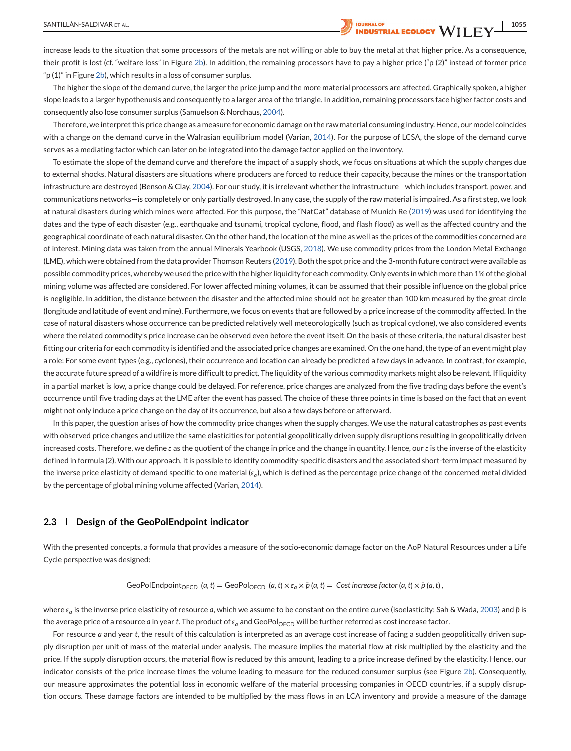increase leads to the situation that some processors of the metals are not willing or able to buy the metal at that higher price. As a consequence, their profit is lost (cf. "welfare loss" in Figure 2b). In addition, the remaining processors have to pay a higher price ("p (2)" instead of former price "p (1)" in Figure 2b), which results in a loss of consumer surplus.

The higher the slope of the demand curve, the larger the price jump and the more material processors are affected. Graphically spoken, a higher slope leads to a larger hypothenusis and consequently to a larger area of the triangle. In addition, remaining processors face higher factor costs and consequently also lose consumer surplus (Samuelson & Nordhaus, 2004).

Therefore, we interpret this price change as a measure for economic damage on the raw material consuming industry. Hence, our model coincides with a change on the demand curve in the Walrasian equilibrium model (Varian, 2014). For the purpose of LCSA, the slope of the demand curve serves as a mediating factor which can later on be integrated into the damage factor applied on the inventory.

To estimate the slope of the demand curve and therefore the impact of a supply shock, we focus on situations at which the supply changes due to external shocks. Natural disasters are situations where producers are forced to reduce their capacity, because the mines or the transportation infrastructure are destroyed (Benson & Clay, 2004). For our study, it is irrelevant whether the infrastructure—which includes transport, power, and communications networks—is completely or only partially destroyed. In any case, the supply of the raw material is impaired. As a first step, we look at natural disasters during which mines were affected. For this purpose, the "NatCat" database of Munich Re (2019) was used for identifying the dates and the type of each disaster (e.g., earthquake and tsunami, tropical cyclone, flood, and flash flood) as well as the affected country and the geographical coordinate of each natural disaster. On the other hand, the location of the mine as well as the prices of the commodities concerned are of interest. Mining data was taken from the annual Minerals Yearbook (USGS, 2018). We use commodity prices from the London Metal Exchange (LME), which were obtained from the data provider Thomson Reuters (2019). Both the spot price and the 3-month future contract were available as possible commodity prices, whereby we used the price with the higher liquidity for each commodity. Only events in which more than 1% of the global mining volume was affected are considered. For lower affected mining volumes, it can be assumed that their possible influence on the global price is negligible. In addition, the distance between the disaster and the affected mine should not be greater than 100 km measured by the great circle (longitude and latitude of event and mine). Furthermore, we focus on events that are followed by a price increase of the commodity affected. In the case of natural disasters whose occurrence can be predicted relatively well meteorologically (such as tropical cyclone), we also considered events where the related commodity's price increase can be observed even before the event itself. On the basis of these criteria, the natural disaster best fitting our criteria for each commodity is identified and the associated price changes are examined. On the one hand, the type of an event might play a role: For some event types (e.g., cyclones), their occurrence and location can already be predicted a few days in advance. In contrast, for example, the accurate future spread of a wildfire is more difficult to predict. The liquidity of the various commodity markets might also be relevant. If liquidity in a partial market is low, a price change could be delayed. For reference, price changes are analyzed from the five trading days before the event's occurrence until five trading days at the LME after the event has passed. The choice of these three points in time is based on the fact that an event might not only induce a price change on the day of its occurrence, but also a few days before or afterward.

In this paper, the question arises of how the commodity price changes when the supply changes. We use the natural catastrophes as past events with observed price changes and utilize the same elasticities for potential geopolitically driven supply disruptions resulting in geopolitically driven increased costs. Therefore, we define $\varepsilon$ as the quotient of the change in price and the change in quantity. Hence, our $\varepsilon$ is the inverse of the elasticity defined in formula (2). With our approach, it is possible to identify commodity-specific disasters and the associated short-term impact measured by the inverse price elasticity of demand specific to one material ($\varepsilon_a$), which is defined as the percentage price change of the concerned metal divided by the percentage of global mining volume affected (Varian, 2014).

## 2.3 | Design of the GeoPolEndpoint indicator

With the presented concepts, a formula that provides a measure of the socio-economic damage factor on the AoP Natural Resources under a Life Cycle perspective was designed:

$$\text{GeoPolEndpoint}_{\text{OECD}}\ (a,t) = \text{GeoPol}_{\text{OECD}}\ (a,t) \times \varepsilon_a \times \bar{p}\,(a,t) = \textit{Cost increase factor}\,(a,t) \times \bar{p}\,(a,t)\,,$$

where $\varepsilon_a$ is the inverse price elasticity of resource $a$, which we assume to be constant on the entire curve (isoelasticity; Sah & Wada, 2003) and $\bar{p}$ is the average price of a resource $a$ in year $t$. The product of $\varepsilon_a$ and $\text{GeoPol}_{\text{OECD}}$ will be further referred as cost increase factor.

For resource $a$ and year $t$, the result of this calculation is interpreted as an average cost increase of facing a sudden geopolitically driven supply disruption per unit of mass of the material under analysis. The measure implies the material flow at risk multiplied by the elasticity and the price. If the supply disruption occurs, the material flow is reduced by this amount, leading to a price increase defined by the elasticity. Hence, our indicator consists of the price increase times the volume leading to measure for the reduced consumer surplus (see Figure 2b). Consequently, our measure approximates the potential loss in economic welfare of the material processing companies in OECD countries, if a supply disruption occurs. These damage factors are intended to be multiplied by the mass flows in an LCA inventory and provide a measure of the damage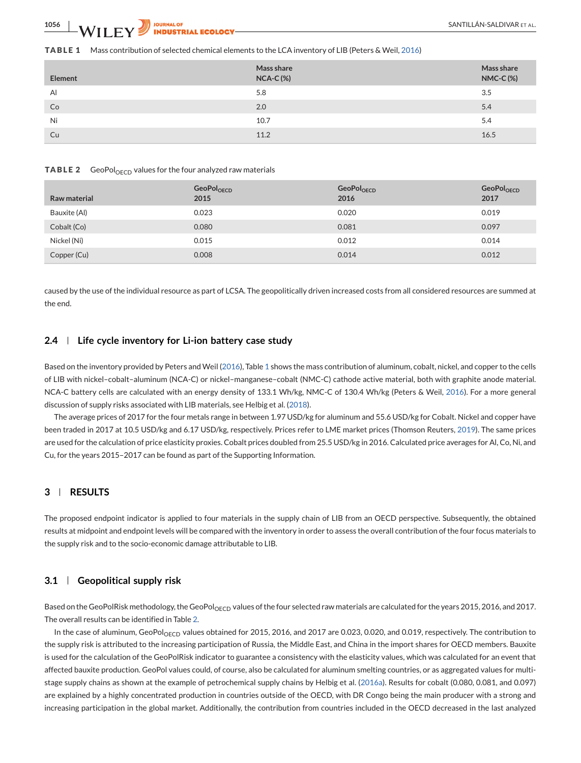**TABLE 1** Mass contribution of selected chemical elements to the LCA inventory of LIB (Peters & Weil, 2016)

| Element | Mass share NCA-C (%) | Mass share NMC-C (%) |
|---|---|---|
| Al | 5.8 | 3.5 |
| Co | 2.0 | 5.4 |
| Ni | 10.7 | 5.4 |
| Cu | 11.2 | 16.5 |

**TABLE 2** $GeoPol_{OECD}$ values for the four analyzed raw materials

| Raw material | $GeoPol_{OECD}$ 2015 | $GeoPol_{OECD}$ 2016 | $GeoPol_{OECD}$ 2017 |
|---|---|---|---|
| Bauxite (Al) | 0.023 | 0.020 | 0.019 |
| Cobalt (Co) | 0.080 | 0.081 | 0.097 |
| Nickel (Ni) | 0.015 | 0.012 | 0.014 |
| Copper (Cu) | 0.008 | 0.014 | 0.012 |

caused by the use of the individual resource as part of LCSA. The geopolitically driven increased costs from all considered resources are summed at the end.

### 2.4 | Life cycle inventory for Li-ion battery case study

Based on the inventory provided by Peters and Weil (2016), Table 1 shows the mass contribution of aluminum, cobalt, nickel, and copper to the cells of LIB with nickel–cobalt–aluminum (NCA-C) or nickel–manganese–cobalt (NMC-C) cathode active material, both with graphite anode material. NCA-C battery cells are calculated with an energy density of 133.1 Wh/kg, NMC-C of 130.4 Wh/kg (Peters & Weil, 2016). For a more general discussion of supply risks associated with LIB materials, see Helbig et al. (2018).

The average prices of 2017 for the four metals range in between 1.97 USD/kg for aluminum and 55.6 USD/kg for Cobalt. Nickel and copper have been traded in 2017 at 10.5 USD/kg and 6.17 USD/kg, respectively. Prices refer to LME market prices (Thomson Reuters, 2019). The same prices are used for the calculation of price elasticity proxies. Cobalt prices doubled from 25.5 USD/kg in 2016. Calculated price averages for Al, Co, Ni, and Cu, for the years 2015–2017 can be found as part of the Supporting Information.

## 3 | RESULTS

The proposed endpoint indicator is applied to four materials in the supply chain of LIB from an OECD perspective. Subsequently, the obtained results at midpoint and endpoint levels will be compared with the inventory in order to assess the overall contribution of the four focus materials to the supply risk and to the socio-economic damage attributable to LIB.

### 3.1 | Geopolitical supply risk

Based on the GeoPolRisk methodology, the $GeoPol_{OECD}$ values of the four selected raw materials are calculated for the years 2015, 2016, and 2017. The overall results can be identified in Table 2.

In the case of aluminum, $GeoPol_{OECD}$ values obtained for 2015, 2016, and 2017 are 0.023, 0.020, and 0.019, respectively. The contribution to the supply risk is attributed to the increasing participation of Russia, the Middle East, and China in the import shares for OECD members. Bauxite is used for the calculation of the GeoPolRisk indicator to guarantee a consistency with the elasticity values, which was calculated for an event that affected bauxite production. GeoPol values could, of course, also be calculated for aluminum smelting countries, or as aggregated values for multi-stage supply chains as shown at the example of petrochemical supply chains by Helbig et al. (2016a). Results for cobalt (0.080, 0.081, and 0.097) are explained by a highly concentrated production in countries outside of the OECD, with DR Congo being the main producer with a strong and increasing participation in the global market. Additionally, the contribution from countries included in the OECD decreased in the last analyzed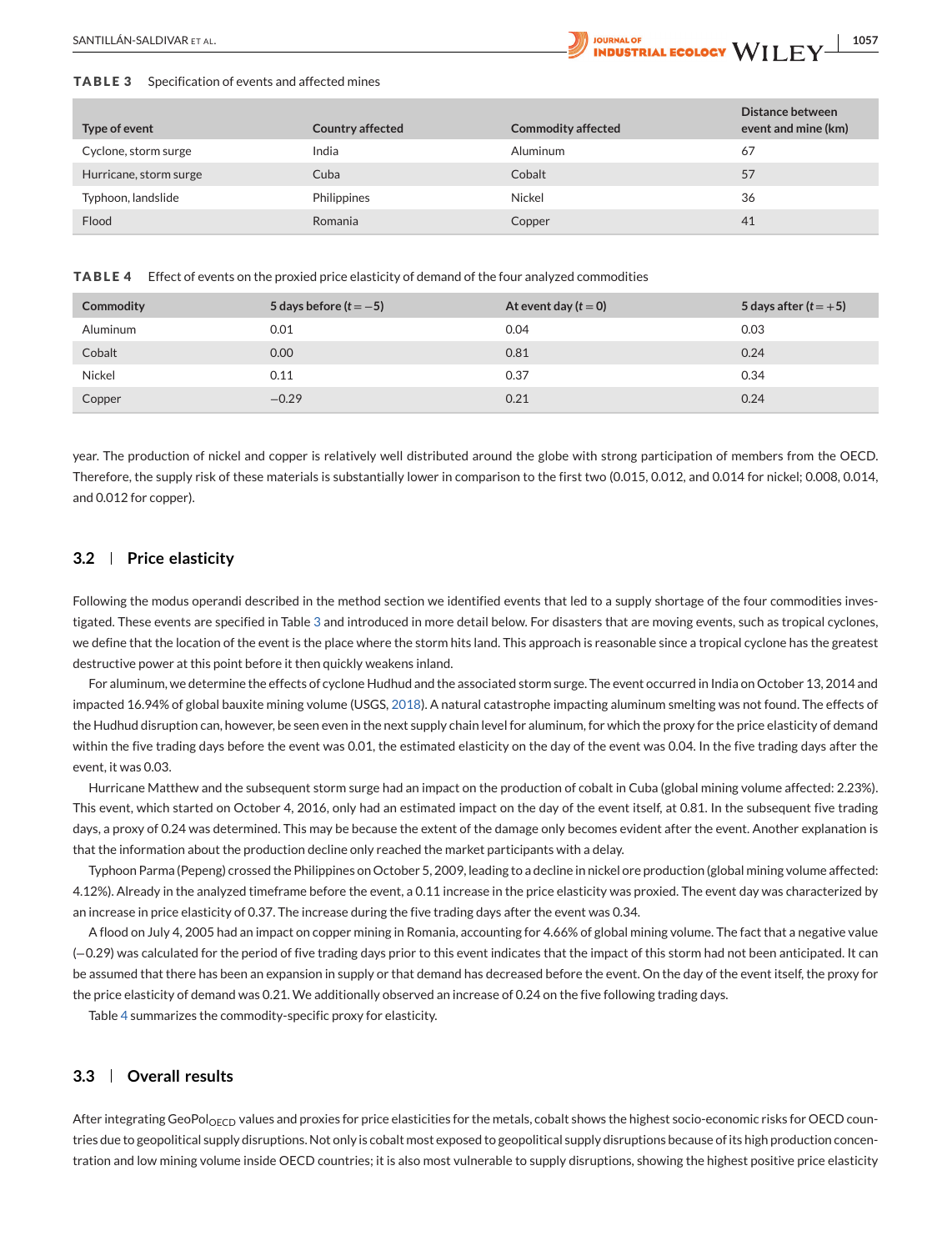**TABLE 3** Specification of events and affected mines

| Type of event | Country affected | Commodity affected | Distance between event and mine (km) |
|---|---|---|---|
| Cyclone, storm surge | India | Aluminum | 67 |
| Hurricane, storm surge | Cuba | Cobalt | 57 |
| Typhoon, landslide | Philippines | Nickel | 36 |
| Flood | Romania | Copper | 41 |

**TABLE 4** Effect of events on the proxied price elasticity of demand of the four analyzed commodities

| Commodity | 5 days before ($t = -5$) | At event day ($t = 0$) | 5 days after ($t = +5$) |
|---|---|---|---|
| Aluminum | 0.01 | 0.04 | 0.03 |
| Cobalt | 0.00 | 0.81 | 0.24 |
| Nickel | 0.11 | 0.37 | 0.34 |
| Copper | −0.29 | 0.21 | 0.24 |

year. The production of nickel and copper is relatively well distributed around the globe with strong participation of members from the OECD. Therefore, the supply risk of these materials is substantially lower in comparison to the first two (0.015, 0.012, and 0.014 for nickel; 0.008, 0.014, and 0.012 for copper).

## 3.2 | Price elasticity

Following the modus operandi described in the method section we identified events that led to a supply shortage of the four commodities investigated. These events are specified in Table 3 and introduced in more detail below. For disasters that are moving events, such as tropical cyclones, we define that the location of the event is the place where the storm hits land. This approach is reasonable since a tropical cyclone has the greatest destructive power at this point before it then quickly weakens inland.

For aluminum, we determine the effects of cyclone Hudhud and the associated storm surge. The event occurred in India on October 13, 2014 and impacted 16.94% of global bauxite mining volume (USGS, 2018). A natural catastrophe impacting aluminum smelting was not found. The effects of the Hudhud disruption can, however, be seen even in the next supply chain level for aluminum, for which the proxy for the price elasticity of demand within the five trading days before the event was 0.01, the estimated elasticity on the day of the event was 0.04. In the five trading days after the event, it was 0.03.

Hurricane Matthew and the subsequent storm surge had an impact on the production of cobalt in Cuba (global mining volume affected: 2.23%). This event, which started on October 4, 2016, only had an estimated impact on the day of the event itself, at 0.81. In the subsequent five trading days, a proxy of 0.24 was determined. This may be because the extent of the damage only becomes evident after the event. Another explanation is that the information about the production decline only reached the market participants with a delay.

Typhoon Parma (Pepeng) crossed the Philippines on October 5, 2009, leading to a decline in nickel ore production (global mining volume affected: 4.12%). Already in the analyzed timeframe before the event, a 0.11 increase in the price elasticity was proxied. The event day was characterized by an increase in price elasticity of 0.37. The increase during the five trading days after the event was 0.34.

A flood on July 4, 2005 had an impact on copper mining in Romania, accounting for 4.66% of global mining volume. The fact that a negative value (−0.29) was calculated for the period of five trading days prior to this event indicates that the impact of this storm had not been anticipated. It can be assumed that there has been an expansion in supply or that demand has decreased before the event. On the day of the event itself, the proxy for the price elasticity of demand was 0.21. We additionally observed an increase of 0.24 on the five following trading days.

Table 4 summarizes the commodity-specific proxy for elasticity.

## 3.3 | Overall results

After integrating $\text{GeoPol}_{\text{OECD}}$ values and proxies for price elasticities for the metals, cobalt shows the highest socio-economic risks for OECD countries due to geopolitical supply disruptions. Not only is cobalt most exposed to geopolitical supply disruptions because of its high production concentration and low mining volume inside OECD countries; it is also most vulnerable to supply disruptions, showing the highest positive price elasticity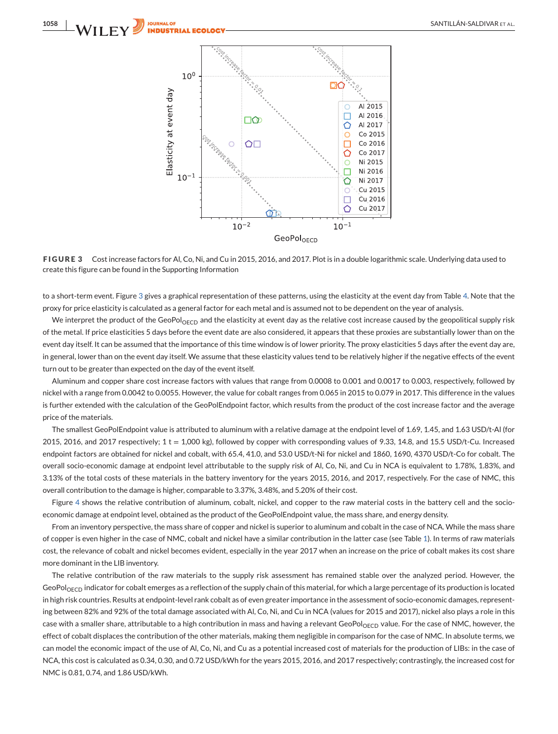**FIGURE 3** Cost increase factors for Al, Co, Ni, and Cu in 2015, 2016, and 2017. Plot is in a double logarithmic scale. Underlying data used to create this figure can be found in the Supporting Information

to a short-term event. Figure 3 gives a graphical representation of these patterns, using the elasticity at the event day from Table 4. Note that the proxy for price elasticity is calculated as a general factor for each metal and is assumed not to be dependent on the year of analysis.

We interpret the product of the $GeoPol_{OECD}$ and the elasticity at event day as the relative cost increase caused by the geopolitical supply risk of the metal. If price elasticities 5 days before the event date are also considered, it appears that these proxies are substantially lower than on the event day itself. It can be assumed that the importance of this time window is of lower priority. The proxy elasticities 5 days after the event day are, in general, lower than on the event day itself. We assume that these elasticity values tend to be relatively higher if the negative effects of the event turn out to be greater than expected on the day of the event itself.

Aluminum and copper share cost increase factors with values that range from 0.0008 to 0.001 and 0.0017 to 0.003, respectively, followed by nickel with a range from 0.0042 to 0.0055. However, the value for cobalt ranges from 0.065 in 2015 to 0.079 in 2017. This difference in the values is further extended with the calculation of the GeoPolEndpoint factor, which results from the product of the cost increase factor and the average price of the materials.

The smallest GeoPolEndpoint value is attributed to aluminum with a relative damage at the endpoint level of 1.69, 1.45, and 1.63 USD/t-Al (for 2015, 2016, and 2017 respectively; 1 t = 1,000 kg), followed by copper with corresponding values of 9.33, 14.8, and 15.5 USD/t-Cu. Increased endpoint factors are obtained for nickel and cobalt, with 65.4, 41.0, and 53.0 USD/t-Ni for nickel and 1860, 1690, 4370 USD/t-Co for cobalt. The overall socio-economic damage at endpoint level attributable to the supply risk of Al, Co, Ni, and Cu in NCA is equivalent to 1.78%, 1.83%, and 3.13% of the total costs of these materials in the battery inventory for the years 2015, 2016, and 2017, respectively. For the case of NMC, this overall contribution to the damage is higher, comparable to 3.37%, 3.48%, and 5.20% of their cost.

Figure 4 shows the relative contribution of aluminum, cobalt, nickel, and copper to the raw material costs in the battery cell and the socio-economic damage at endpoint level, obtained as the product of the GeoPolEndpoint value, the mass share, and energy density.

From an inventory perspective, the mass share of copper and nickel is superior to aluminum and cobalt in the case of NCA. While the mass share of copper is even higher in the case of NMC, cobalt and nickel have a similar contribution in the latter case (see Table 1). In terms of raw materials cost, the relevance of cobalt and nickel becomes evident, especially in the year 2017 when an increase on the price of cobalt makes its cost share more dominant in the LIB inventory.

The relative contribution of the raw materials to the supply risk assessment has remained stable over the analyzed period. However, the $GeoPol_{OECD}$ indicator for cobalt emerges as a reflection of the supply chain of this material, for which a large percentage of its production is located in high risk countries. Results at endpoint-level rank cobalt as of even greater importance in the assessment of socio-economic damages, representing between 82% and 92% of the total damage associated with Al, Co, Ni, and Cu in NCA (values for 2015 and 2017), nickel also plays a role in this case with a smaller share, attributable to a high contribution in mass and having a relevant $GeoPol_{OECD}$ value. For the case of NMC, however, the effect of cobalt displaces the contribution of the other materials, making them negligible in comparison for the case of NMC. In absolute terms, we can model the economic impact of the use of Al, Co, Ni, and Cu as a potential increased cost of materials for the production of LIBs: in the case of NCA, this cost is calculated as 0.34, 0.30, and 0.72 USD/kWh for the years 2015, 2016, and 2017 respectively; contrastingly, the increased cost for NMC is 0.81, 0.74, and 1.86 USD/kWh.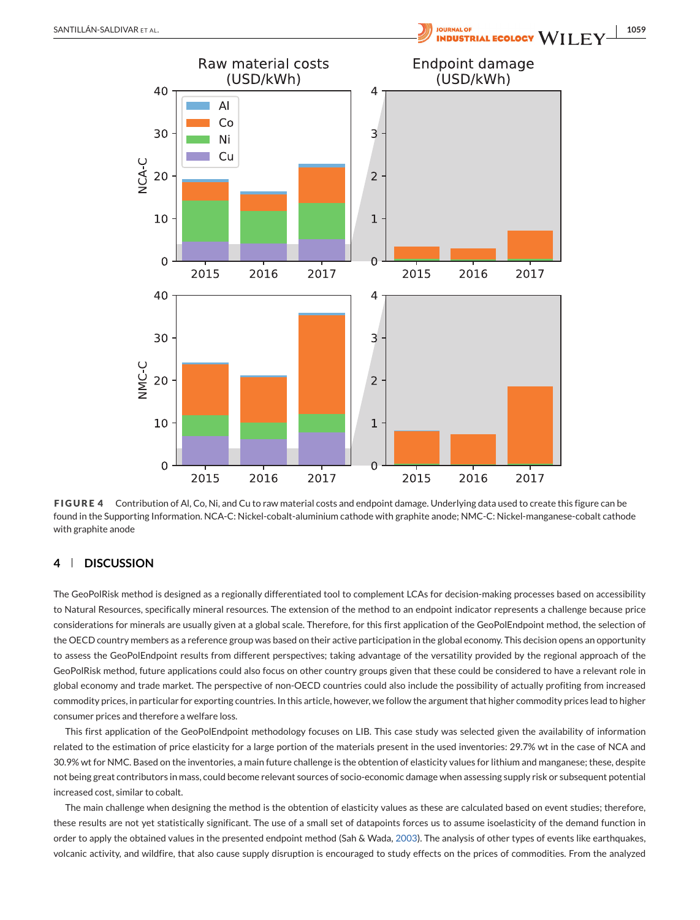**FIGURE 4** Contribution of Al, Co, Ni, and Cu to raw material costs and endpoint damage. Underlying data used to create this figure can be found in the Supporting Information. NCA-C: Nickel-cobalt-aluminium cathode with graphite anode; NMC-C: Nickel-manganese-cobalt cathode with graphite anode

## 4 | DISCUSSION

The GeoPolRisk method is designed as a regionally differentiated tool to complement LCAs for decision-making processes based on accessibility to Natural Resources, specifically mineral resources. The extension of the method to an endpoint indicator represents a challenge because price considerations for minerals are usually given at a global scale. Therefore, for this first application of the GeoPolEndpoint method, the selection of the OECD country members as a reference group was based on their active participation in the global economy. This decision opens an opportunity to assess the GeoPolEndpoint results from different perspectives; taking advantage of the versatility provided by the regional approach of the GeoPolRisk method, future applications could also focus on other country groups given that these could be considered to have a relevant role in global economy and trade market. The perspective of non-OECD countries could also include the possibility of actually profiting from increased commodity prices, in particular for exporting countries. In this article, however, we follow the argument that higher commodity prices lead to higher consumer prices and therefore a welfare loss.

This first application of the GeoPolEndpoint methodology focuses on LIB. This case study was selected given the availability of information related to the estimation of price elasticity for a large portion of the materials present in the used inventories: 29.7% wt in the case of NCA and 30.9% wt for NMC. Based on the inventories, a main future challenge is the obtention of elasticity values for lithium and manganese; these, despite not being great contributors in mass, could become relevant sources of socio-economic damage when assessing supply risk or subsequent potential increased cost, similar to cobalt.

The main challenge when designing the method is the obtention of elasticity values as these are calculated based on event studies; therefore, these results are not yet statistically significant. The use of a small set of datapoints forces us to assume isoelasticity of the demand function in order to apply the obtained values in the presented endpoint method (Sah & Wada, 2003). The analysis of other types of events like earthquakes, volcanic activity, and wildfire, that also cause supply disruption is encouraged to study effects on the prices of commodities. From the analyzed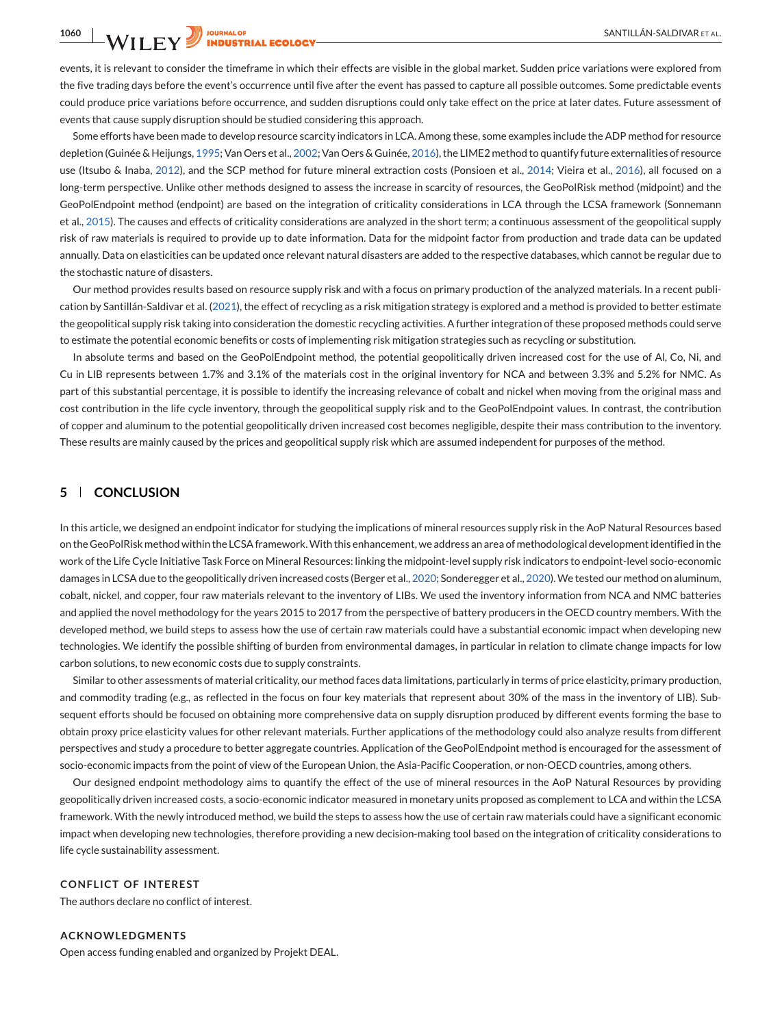events, it is relevant to consider the timeframe in which their effects are visible in the global market. Sudden price variations were explored from the five trading days before the event's occurrence until five after the event has passed to capture all possible outcomes. Some predictable events could produce price variations before occurrence, and sudden disruptions could only take effect on the price at later dates. Future assessment of events that cause supply disruption should be studied considering this approach.

Some efforts have been made to develop resource scarcity indicators in LCA. Among these, some examples include the ADP method for resource depletion (Guinée & Heijungs, 1995; Van Oers et al., 2002; Van Oers & Guinée, 2016), the LIME2 method to quantify future externalities of resource use (Itsubo & Inaba, 2012), and the SCP method for future mineral extraction costs (Ponsioen et al., 2014; Vieira et al., 2016), all focused on a long-term perspective. Unlike other methods designed to assess the increase in scarcity of resources, the GeoPolRisk method (midpoint) and the GeoPolEndpoint method (endpoint) are based on the integration of criticality considerations in LCA through the LCSA framework (Sonnemann et al., 2015). The causes and effects of criticality considerations are analyzed in the short term; a continuous assessment of the geopolitical supply risk of raw materials is required to provide up to date information. Data for the midpoint factor from production and trade data can be updated annually. Data on elasticities can be updated once relevant natural disasters are added to the respective databases, which cannot be regular due to the stochastic nature of disasters.

Our method provides results based on resource supply risk and with a focus on primary production of the analyzed materials. In a recent publication by Santillán-Saldivar et al. (2021), the effect of recycling as a risk mitigation strategy is explored and a method is provided to better estimate the geopolitical supply risk taking into consideration the domestic recycling activities. A further integration of these proposed methods could serve to estimate the potential economic benefits or costs of implementing risk mitigation strategies such as recycling or substitution.

In absolute terms and based on the GeoPolEndpoint method, the potential geopolitically driven increased cost for the use of Al, Co, Ni, and Cu in LIB represents between 1.7% and 3.1% of the materials cost in the original inventory for NCA and between 3.3% and 5.2% for NMC. As part of this substantial percentage, it is possible to identify the increasing relevance of cobalt and nickel when moving from the original mass and cost contribution in the life cycle inventory, through the geopolitical supply risk and to the GeoPolEndpoint values. In contrast, the contribution of copper and aluminum to the potential geopolitically driven increased cost becomes negligible, despite their mass contribution to the inventory. These results are mainly caused by the prices and geopolitical supply risk which are assumed independent for purposes of the method.

## 5 | CONCLUSION

In this article, we designed an endpoint indicator for studying the implications of mineral resources supply risk in the AoP Natural Resources based on the GeoPolRisk method within the LCSA framework. With this enhancement, we address an area of methodological development identified in the work of the Life Cycle Initiative Task Force on Mineral Resources: linking the midpoint-level supply risk indicators to endpoint-level socio-economic damages in LCSA due to the geopolitically driven increased costs (Berger et al., 2020; Sonderegger et al., 2020). We tested our method on aluminum, cobalt, nickel, and copper, four raw materials relevant to the inventory of LIBs. We used the inventory information from NCA and NMC batteries and applied the novel methodology for the years 2015 to 2017 from the perspective of battery producers in the OECD country members. With the developed method, we build steps to assess how the use of certain raw materials could have a substantial economic impact when developing new technologies. We identify the possible shifting of burden from environmental damages, in particular in relation to climate change impacts for low carbon solutions, to new economic costs due to supply constraints.

Similar to other assessments of material criticality, our method faces data limitations, particularly in terms of price elasticity, primary production, and commodity trading (e.g., as reflected in the focus on four key materials that represent about 30% of the mass in the inventory of LIB). Subsequent efforts should be focused on obtaining more comprehensive data on supply disruption produced by different events forming the base to obtain proxy price elasticity values for other relevant materials. Further applications of the methodology could also analyze results from different perspectives and study a procedure to better aggregate countries. Application of the GeoPolEndpoint method is encouraged for the assessment of socio-economic impacts from the point of view of the European Union, the Asia-Pacific Cooperation, or non-OECD countries, among others.

Our designed endpoint methodology aims to quantify the effect of the use of mineral resources in the AoP Natural Resources by providing geopolitically driven increased costs, a socio-economic indicator measured in monetary units proposed as complement to LCA and within the LCSA framework. With the newly introduced method, we build the steps to assess how the use of certain raw materials could have a significant economic impact when developing new technologies, therefore providing a new decision-making tool based on the integration of criticality considerations to life cycle sustainability assessment.

### CONFLICT OF INTEREST

The authors declare no conflict of interest.

### ACKNOWLEDGMENTS

Open access funding enabled and organized by Projekt DEAL.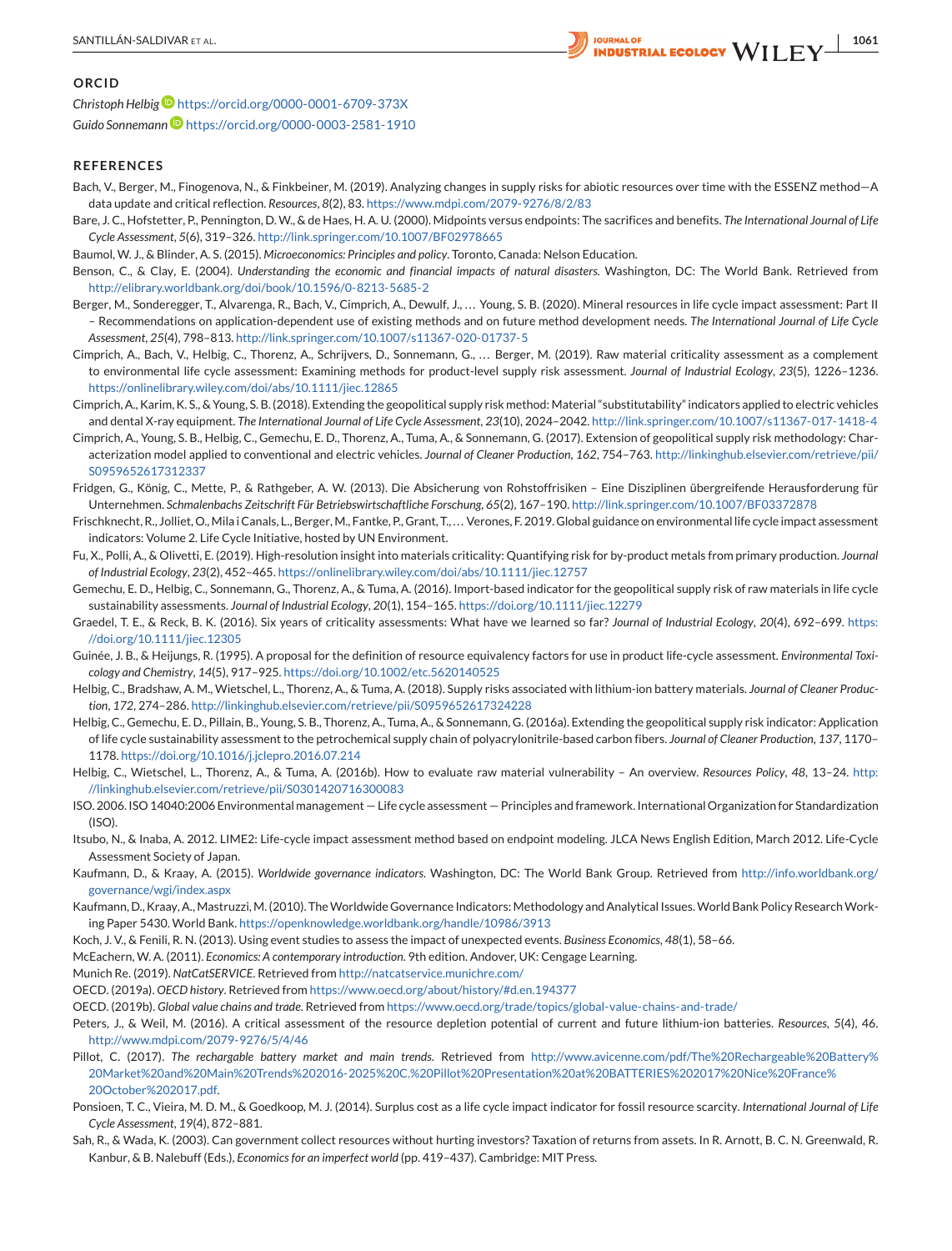## ORCID

*Christoph Helbig* https://orcid.org/0000-0001-6709-373X

*Guido Sonnemann* https://orcid.org/0000-0003-2581-1910

## REFERENCES

Bach, V., Berger, M., Finogenova, N., & Finkbeiner, M. (2019). Analyzing changes in supply risks for abiotic resources over time with the ESSENZ method—A data update and critical reflection. *Resources*, *8*(2), 83. https://www.mdpi.com/2079-9276/8/2/83

Bare, J. C., Hofstetter, P., Pennington, D. W., & de Haes, H. A. U. (2000). Midpoints versus endpoints: The sacrifices and benefits. *The International Journal of Life Cycle Assessment*, *5*(6), 319–326. http://link.springer.com/10.1007/BF02978665

Baumol, W. J., & Blinder, A. S. (2015). *Microeconomics: Principles and policy*. Toronto, Canada: Nelson Education.

Benson, C., & Clay, E. (2004). *Understanding the economic and financial impacts of natural disasters*. Washington, DC: The World Bank. Retrieved from http://elibrary.worldbank.org/doi/book/10.1596/0-8213-5685-2

Berger, M., Sonderegger, T., Alvarenga, R., Bach, V., Cimprich, A., Dewulf, J., … Young, S. B. (2020). Mineral resources in life cycle impact assessment: Part II – Recommendations on application-dependent use of existing methods and on future method development needs. *The International Journal of Life Cycle Assessment*, *25*(4), 798–813. http://link.springer.com/10.1007/s11367-020-01737-5

Cimprich, A., Bach, V., Helbig, C., Thorenz, A., Schrijvers, D., Sonnemann, G., … Berger, M. (2019). Raw material criticality assessment as a complement to environmental life cycle assessment: Examining methods for product-level supply risk assessment. *Journal of Industrial Ecology*, *23*(5), 1226–1236. https://onlinelibrary.wiley.com/doi/abs/10.1111/jiec.12865

Cimprich, A., Karim, K. S., & Young, S. B. (2018). Extending the geopolitical supply risk method: Material "substitutability" indicators applied to electric vehicles and dental X-ray equipment. *The International Journal of Life Cycle Assessment*, *23*(10), 2024–2042. http://link.springer.com/10.1007/s11367-017-1418-4

Cimprich, A., Young, S. B., Helbig, C., Gemechu, E. D., Thorenz, A., Tuma, A., & Sonnemann, G. (2017). Extension of geopolitical supply risk methodology: Characterization model applied to conventional and electric vehicles. *Journal of Cleaner Production*, *162*, 754–763. http://linkinghub.elsevier.com/retrieve/pii/S0959652617312337

Fridgen, G., König, C., Mette, P., & Rathgeber, A. W. (2013). Die Absicherung von Rohstoffrisiken – Eine Disziplinen übergreifende Herausforderung für Unternehmen. *Schmalenbachs Zeitschrift Für Betriebswirtschaftliche Forschung*, *65*(2), 167–190. http://link.springer.com/10.1007/BF03372878

Frischknecht, R., Jolliet, O., Mila i Canals, L., Berger, M., Fantke, P., Grant, T., … Verones, F. 2019. Global guidance on environmental life cycle impact assessment indicators: Volume 2. Life Cycle Initiative, hosted by UN Environment.

Fu, X., Polli, A., & Olivetti, E. (2019). High-resolution insight into materials criticality: Quantifying risk for by-product metals from primary production. *Journal of Industrial Ecology*, *23*(2), 452–465. https://onlinelibrary.wiley.com/doi/abs/10.1111/jiec.12757

Gemechu, E. D., Helbig, C., Sonnemann, G., Thorenz, A., & Tuma, A. (2016). Import-based indicator for the geopolitical supply risk of raw materials in life cycle sustainability assessments. *Journal of Industrial Ecology*, *20*(1), 154–165. https://doi.org/10.1111/jiec.12279

Graedel, T. E., & Reck, B. K. (2016). Six years of criticality assessments: What have we learned so far? *Journal of Industrial Ecology*, *20*(4), 692–699. https://doi.org/10.1111/jiec.12305

Guinée, J. B., & Heijungs, R. (1995). A proposal for the definition of resource equivalency factors for use in product life-cycle assessment. *Environmental Toxicology and Chemistry*, *14*(5), 917–925. https://doi.org/10.1002/etc.5620140525

Helbig, C., Bradshaw, A. M., Wietschel, L., Thorenz, A., & Tuma, A. (2018). Supply risks associated with lithium-ion battery materials. *Journal of Cleaner Production*, *172*, 274–286. http://linkinghub.elsevier.com/retrieve/pii/S0959652617324228

Helbig, C., Gemechu, E. D., Pillain, B., Young, S. B., Thorenz, A., Tuma, A., & Sonnemann, G. (2016a). Extending the geopolitical supply risk indicator: Application of life cycle sustainability assessment to the petrochemical supply chain of polyacrylonitrile-based carbon fibers. *Journal of Cleaner Production*, *137*, 1170–1178. https://doi.org/10.1016/j.jclepro.2016.07.214

Helbig, C., Wietschel, L., Thorenz, A., & Tuma, A. (2016b). How to evaluate raw material vulnerability – An overview. *Resources Policy*, *48*, 13–24. http://linkinghub.elsevier.com/retrieve/pii/S0301420716300083

ISO. 2006. ISO 14040:2006 Environmental management — Life cycle assessment — Principles and framework. International Organization for Standardization (ISO).

Itsubo, N., & Inaba, A. 2012. LIME2: Life-cycle impact assessment method based on endpoint modeling. JLCA News English Edition, March 2012. Life-Cycle Assessment Society of Japan.

Kaufmann, D., & Kraay, A. (2015). *Worldwide governance indicators*. Washington, DC: The World Bank Group. Retrieved from http://info.worldbank.org/governance/wgi/index.aspx

Kaufmann, D., Kraay, A., Mastruzzi, M. (2010). The Worldwide Governance Indicators: Methodology and Analytical Issues. World Bank Policy Research Working Paper 5430. World Bank. https://openknowledge.worldbank.org/handle/10986/3913

Koch, J. V., & Fenili, R. N. (2013). Using event studies to assess the impact of unexpected events. *Business Economics*, *48*(1), 58–66.

McEachern, W. A. (2011). *Economics: A contemporary introduction*. 9th edition. Andover, UK: Cengage Learning.

Munich Re. (2019). *NatCatSERVICE*. Retrieved from http://natcatservice.munichre.com/

OECD. (2019a). *OECD history*. Retrieved from https://www.oecd.org/about/history/#d.en.194377

OECD. (2019b). *Global value chains and trade*. Retrieved from https://www.oecd.org/trade/topics/global-value-chains-and-trade/

Peters, J., & Weil, M. (2016). A critical assessment of the resource depletion potential of current and future lithium-ion batteries. *Resources*, *5*(4), 46. http://www.mdpi.com/2079-9276/5/4/46

Pillot, C. (2017). *The rechargable battery market and main trends*. Retrieved from http://www.avicenne.com/pdf/The%20Rechargeable%20Battery%20Market%20and%20Main%20Trends%202016-2025%20C.%20Pillot%20Presentation%20at%20BATTERIES%202017%20Nice%20France%20October%202017.pdf.

Ponsioen, T. C., Vieira, M. D. M., & Goedkoop, M. J. (2014). Surplus cost as a life cycle impact indicator for fossil resource scarcity. *International Journal of Life Cycle Assessment*, *19*(4), 872–881.

Sah, R., & Wada, K. (2003). Can government collect resources without hurting investors? Taxation of returns from assets. In R. Arnott, B. C. N. Greenwald, R. Kanbur, & B. Nalebuff (Eds.), *Economics for an imperfect world* (pp. 419–437). Cambridge: MIT Press.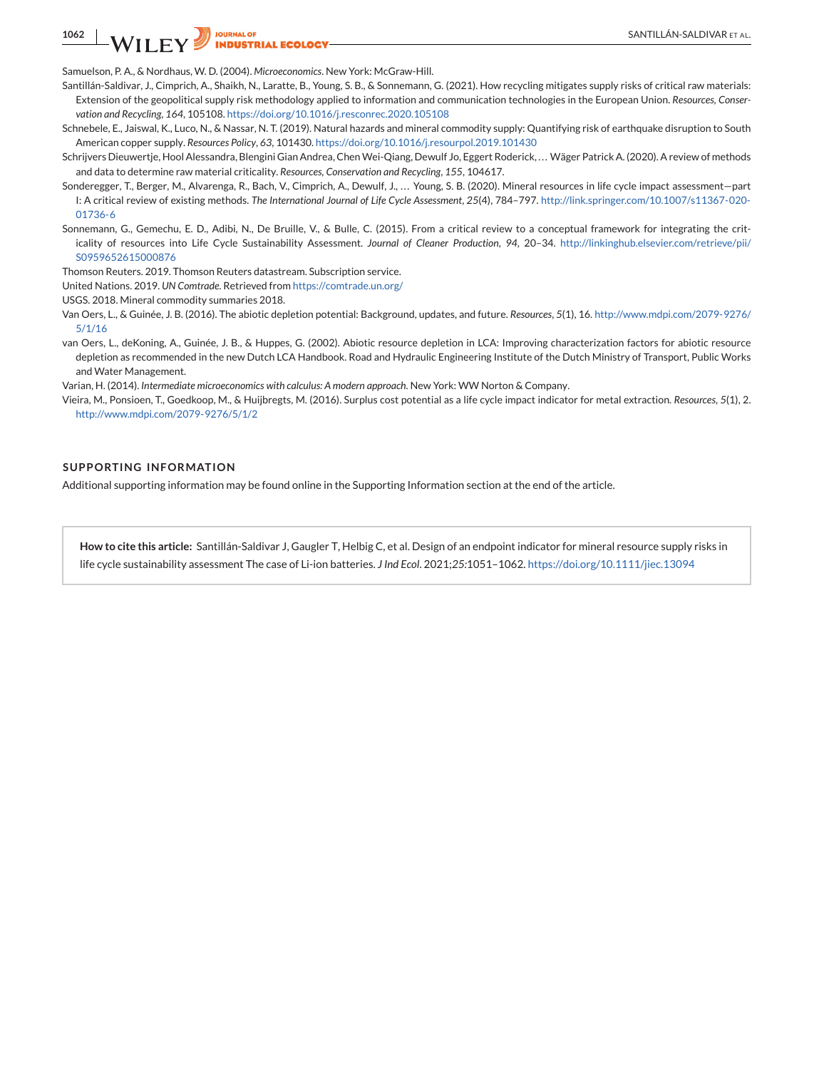Samuelson, P. A., & Nordhaus, W. D. (2004). *Microeconomics*. New York: McGraw-Hill.

Santillán-Saldivar, J., Cimprich, A., Shaikh, N., Laratte, B., Young, S. B., & Sonnemann, G. (2021). How recycling mitigates supply risks of critical raw materials: Extension of the geopolitical supply risk methodology applied to information and communication technologies in the European Union. *Resources, Conservation and Recycling*, *164*, 105108. https://doi.org/10.1016/j.resconrec.2020.105108

Schnebele, E., Jaiswal, K., Luco, N., & Nassar, N. T. (2019). Natural hazards and mineral commodity supply: Quantifying risk of earthquake disruption to South American copper supply. *Resources Policy*, *63*, 101430. https://doi.org/10.1016/j.resourpol.2019.101430

Schrijvers Dieuwertje, Hool Alessandra, Blengini Gian Andrea, Chen Wei-Qiang, Dewulf Jo, Eggert Roderick, … Wäger Patrick A. (2020). A review of methods and data to determine raw material criticality. *Resources, Conservation and Recycling*, *155*, 104617.

Sonderegger, T., Berger, M., Alvarenga, R., Bach, V., Cimprich, A., Dewulf, J., … Young, S. B. (2020). Mineral resources in life cycle impact assessment—part I: A critical review of existing methods. *The International Journal of Life Cycle Assessment*, *25*(4), 784–797. http://link.springer.com/10.1007/s11367-020-01736-6

Sonnemann, G., Gemechu, E. D., Adibi, N., De Bruille, V., & Bulle, C. (2015). From a critical review to a conceptual framework for integrating the criticality of resources into Life Cycle Sustainability Assessment. *Journal of Cleaner Production*, *94*, 20–34. http://linkinghub.elsevier.com/retrieve/pii/S0959652615000876

Thomson Reuters. 2019. Thomson Reuters datastream. Subscription service.

United Nations. 2019. *UN Comtrade*. Retrieved from https://comtrade.un.org/

USGS. 2018. Mineral commodity summaries 2018.

Van Oers, L., & Guinée, J. B. (2016). The abiotic depletion potential: Background, updates, and future. *Resources*, *5*(1), 16. http://www.mdpi.com/2079-9276/5/1/16

van Oers, L., deKoning, A., Guinée, J. B., & Huppes, G. (2002). Abiotic resource depletion in LCA: Improving characterization factors for abiotic resource depletion as recommended in the new Dutch LCA Handbook. Road and Hydraulic Engineering Institute of the Dutch Ministry of Transport, Public Works and Water Management.

Varian, H. (2014). *Intermediate microeconomics with calculus: A modern approach*. New York: WW Norton & Company.

Vieira, M., Ponsioen, T., Goedkoop, M., & Huijbregts, M. (2016). Surplus cost potential as a life cycle impact indicator for metal extraction. *Resources*, *5*(1), 2. http://www.mdpi.com/2079-9276/5/1/2

## SUPPORTING INFORMATION

Additional supporting information may be found online in the Supporting Information section at the end of the article.

**How to cite this article:** Santillán-Saldivar J, Gaugler T, Helbig C, et al. Design of an endpoint indicator for mineral resource supply risks in life cycle sustainability assessment The case of Li-ion batteries. *J Ind Ecol*. 2021;*25*:1051–1062. https://doi.org/10.1111/jiec.13094